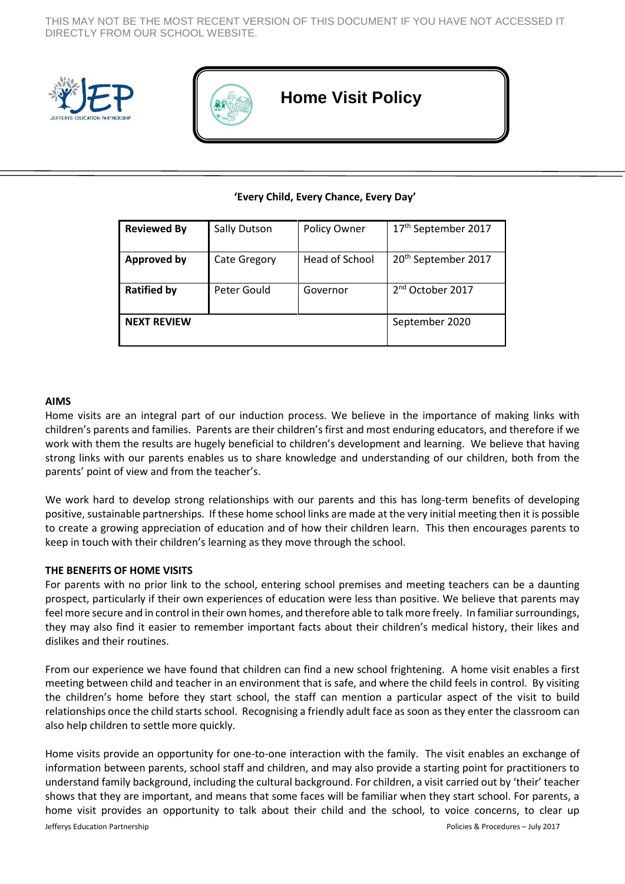THIS MAY NOT BE THE MOST RECENT VERSION OF THIS DOCUMENT IF YOU HAVE NOT ACCESSED IT DIRECTLY FROM OUR SCHOOL WEBSITE.

# Home Visit Policy

**'Every Child, Every Chance, Every Day'**

| **Reviewed By** | Sally Dutson | Policy Owner | 17th September 2017 |
|---|---|---|---|
| **Approved by** | Cate Gregory | Head of School | 20th September 2017 |
| **Ratified by** | Peter Gould | Governor | 2nd October 2017 |
| **NEXT REVIEW** | | | September 2020 |

**AIMS**

Home visits are an integral part of our induction process. We believe in the importance of making links with children's parents and families. Parents are their children's first and most enduring educators, and therefore if we work with them the results are hugely beneficial to children's development and learning. We believe that having strong links with our parents enables us to share knowledge and understanding of our children, both from the parents' point of view and from the teacher's.

We work hard to develop strong relationships with our parents and this has long-term benefits of developing positive, sustainable partnerships. If these home school links are made at the very initial meeting then it is possible to create a growing appreciation of education and of how their children learn. This then encourages parents to keep in touch with their children's learning as they move through the school.

**THE BENEFITS OF HOME VISITS**

For parents with no prior link to the school, entering school premises and meeting teachers can be a daunting prospect, particularly if their own experiences of education were less than positive. We believe that parents may feel more secure and in control in their own homes, and therefore able to talk more freely. In familiar surroundings, they may also find it easier to remember important facts about their children's medical history, their likes and dislikes and their routines.

From our experience we have found that children can find a new school frightening. A home visit enables a first meeting between child and teacher in an environment that is safe, and where the child feels in control. By visiting the children's home before they start school, the staff can mention a particular aspect of the visit to build relationships once the child starts school. Recognising a friendly adult face as soon as they enter the classroom can also help children to settle more quickly.

Home visits provide an opportunity for one-to-one interaction with the family. The visit enables an exchange of information between parents, school staff and children, and may also provide a starting point for practitioners to understand family background, including the cultural background. For children, a visit carried out by 'their' teacher shows that they are important, and means that some faces will be familiar when they start school. For parents, a home visit provides an opportunity to talk about their child and the school, to voice concerns, to clear up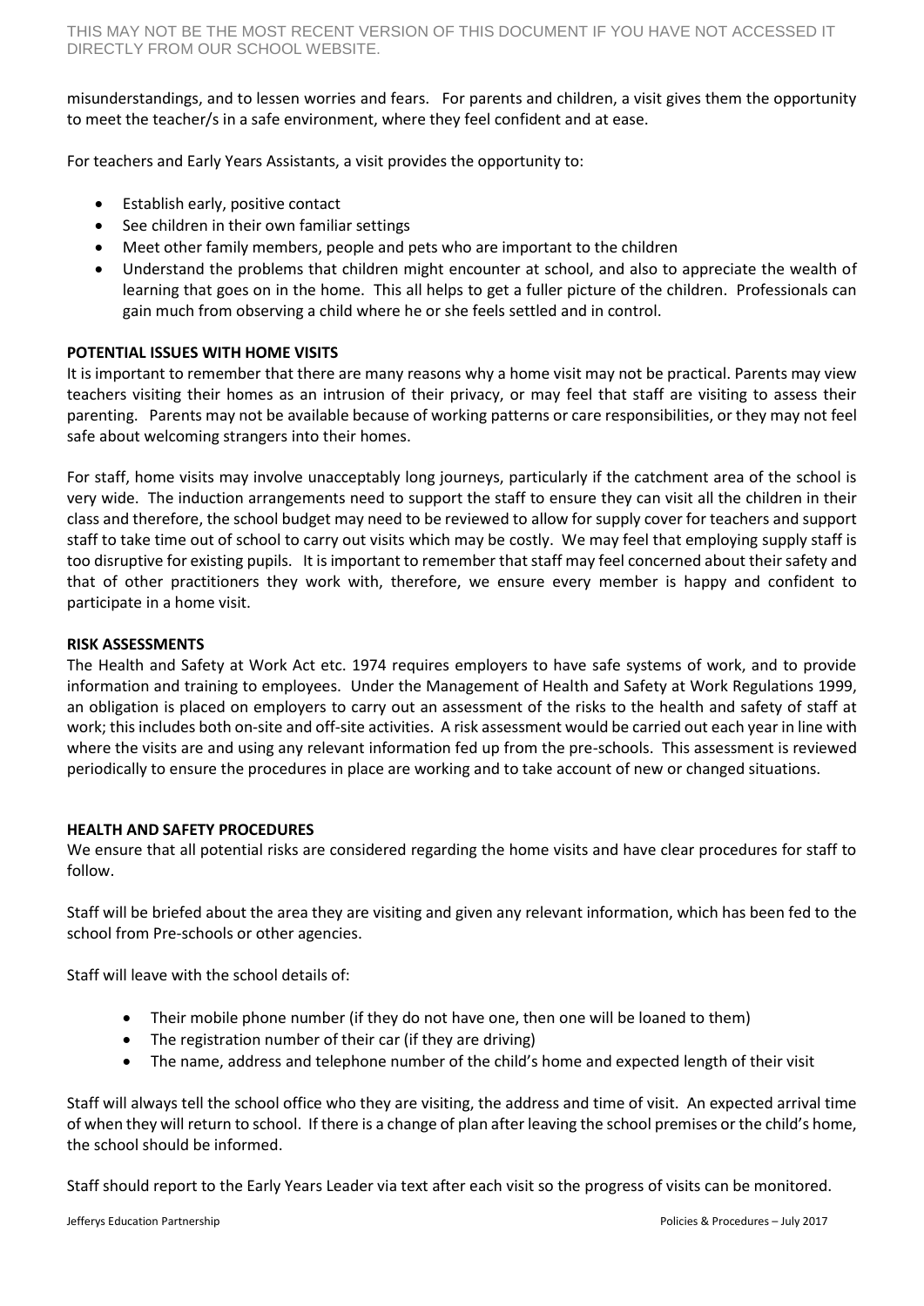misunderstandings, and to lessen worries and fears. For parents and children, a visit gives them the opportunity to meet the teacher/s in a safe environment, where they feel confident and at ease.

For teachers and Early Years Assistants, a visit provides the opportunity to:

- Establish early, positive contact
- See children in their own familiar settings
- Meet other family members, people and pets who are important to the children
- Understand the problems that children might encounter at school, and also to appreciate the wealth of learning that goes on in the home. This all helps to get a fuller picture of the children. Professionals can gain much from observing a child where he or she feels settled and in control.

**POTENTIAL ISSUES WITH HOME VISITS**

It is important to remember that there are many reasons why a home visit may not be practical. Parents may view teachers visiting their homes as an intrusion of their privacy, or may feel that staff are visiting to assess their parenting. Parents may not be available because of working patterns or care responsibilities, or they may not feel safe about welcoming strangers into their homes.

For staff, home visits may involve unacceptably long journeys, particularly if the catchment area of the school is very wide. The induction arrangements need to support the staff to ensure they can visit all the children in their class and therefore, the school budget may need to be reviewed to allow for supply cover for teachers and support staff to take time out of school to carry out visits which may be costly. We may feel that employing supply staff is too disruptive for existing pupils. It is important to remember that staff may feel concerned about their safety and that of other practitioners they work with, therefore, we ensure every member is happy and confident to participate in a home visit.

**RISK ASSESSMENTS**

The Health and Safety at Work Act etc. 1974 requires employers to have safe systems of work, and to provide information and training to employees. Under the Management of Health and Safety at Work Regulations 1999, an obligation is placed on employers to carry out an assessment of the risks to the health and safety of staff at work; this includes both on-site and off-site activities. A risk assessment would be carried out each year in line with where the visits are and using any relevant information fed up from the pre-schools. This assessment is reviewed periodically to ensure the procedures in place are working and to take account of new or changed situations.

**HEALTH AND SAFETY PROCEDURES**

We ensure that all potential risks are considered regarding the home visits and have clear procedures for staff to follow.

Staff will be briefed about the area they are visiting and given any relevant information, which has been fed to the school from Pre-schools or other agencies.

Staff will leave with the school details of:

- Their mobile phone number (if they do not have one, then one will be loaned to them)
- The registration number of their car (if they are driving)
- The name, address and telephone number of the child's home and expected length of their visit

Staff will always tell the school office who they are visiting, the address and time of visit. An expected arrival time of when they will return to school. If there is a change of plan after leaving the school premises or the child's home, the school should be informed.

Staff should report to the Early Years Leader via text after each visit so the progress of visits can be monitored.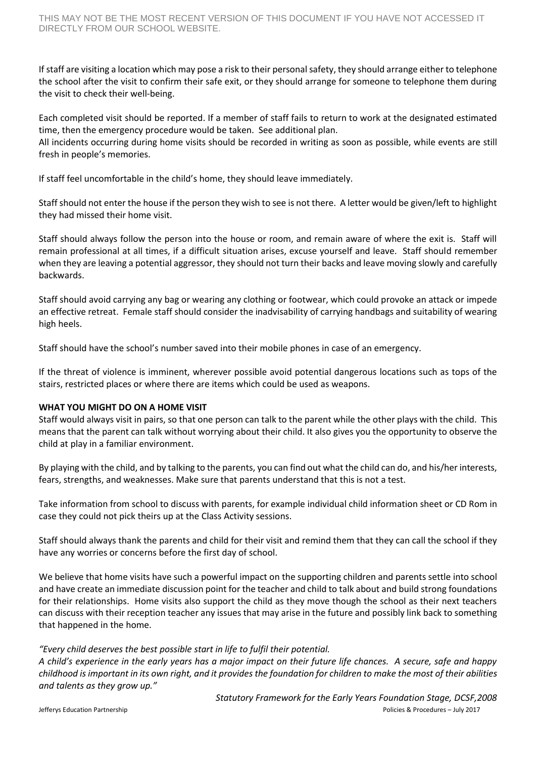If staff are visiting a location which may pose a risk to their personal safety, they should arrange either to telephone the school after the visit to confirm their safe exit, or they should arrange for someone to telephone them during the visit to check their well-being.

Each completed visit should be reported. If a member of staff fails to return to work at the designated estimated time, then the emergency procedure would be taken. See additional plan.
All incidents occurring during home visits should be recorded in writing as soon as possible, while events are still fresh in people's memories.

If staff feel uncomfortable in the child's home, they should leave immediately.

Staff should not enter the house if the person they wish to see is not there. A letter would be given/left to highlight they had missed their home visit.

Staff should always follow the person into the house or room, and remain aware of where the exit is. Staff will remain professional at all times, if a difficult situation arises, excuse yourself and leave. Staff should remember when they are leaving a potential aggressor, they should not turn their backs and leave moving slowly and carefully backwards.

Staff should avoid carrying any bag or wearing any clothing or footwear, which could provoke an attack or impede an effective retreat. Female staff should consider the inadvisability of carrying handbags and suitability of wearing high heels.

Staff should have the school's number saved into their mobile phones in case of an emergency.

If the threat of violence is imminent, wherever possible avoid potential dangerous locations such as tops of the stairs, restricted places or where there are items which could be used as weapons.

**WHAT YOU MIGHT DO ON A HOME VISIT**

Staff would always visit in pairs, so that one person can talk to the parent while the other plays with the child. This means that the parent can talk without worrying about their child. It also gives you the opportunity to observe the child at play in a familiar environment.

By playing with the child, and by talking to the parents, you can find out what the child can do, and his/her interests, fears, strengths, and weaknesses. Make sure that parents understand that this is not a test.

Take information from school to discuss with parents, for example individual child information sheet or CD Rom in case they could not pick theirs up at the Class Activity sessions.

Staff should always thank the parents and child for their visit and remind them that they can call the school if they have any worries or concerns before the first day of school.

We believe that home visits have such a powerful impact on the supporting children and parents settle into school and have create an immediate discussion point for the teacher and child to talk about and build strong foundations for their relationships. Home visits also support the child as they move though the school as their next teachers can discuss with their reception teacher any issues that may arise in the future and possibly link back to something that happened in the home.

*"Every child deserves the best possible start in life to fulfil their potential.*
*A child's experience in the early years has a major impact on their future life chances. A secure, safe and happy childhood is important in its own right, and it provides the foundation for children to make the most of their abilities and talents as they grow up."*

*Statutory Framework for the Early Years Foundation Stage, DCSF,2008*